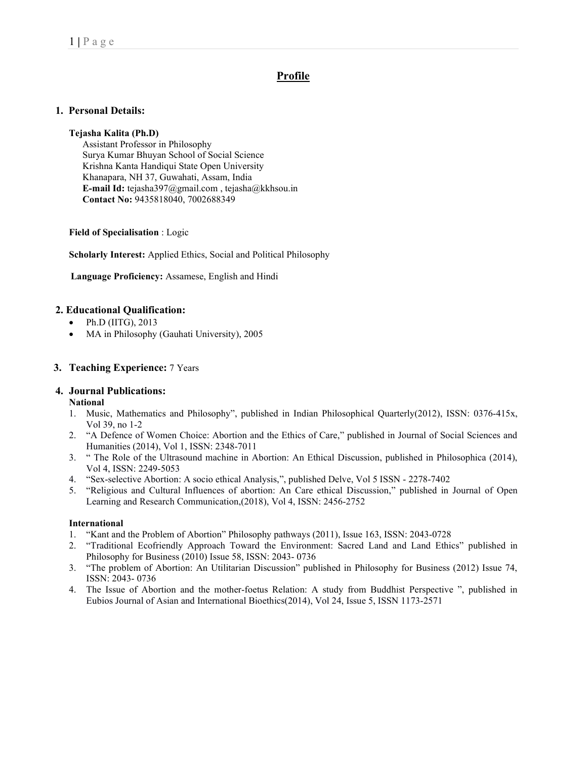# Profile

## 1. Personal Details:

**Tejasha Kalita (Ph.D)**
Assistant Professor in Philosophy
Surya Kumar Bhuyan School of Social Science
Krishna Kanta Handiqui State Open University
Khanapara, NH 37, Guwahati, Assam, India
**E-mail Id:** tejasha397@gmail.com , tejasha@kkhsou.in
**Contact No:** 9435818040, 7002688349

**Field of Specialisation** : Logic

**Scholarly Interest:** Applied Ethics, Social and Political Philosophy

**Language Proficiency:** Assamese, English and Hindi

## 2. Educational Qualification:

- Ph.D (IITG), 2013
- MA in Philosophy (Gauhati University), 2005

## 3. Teaching Experience: 7 Years

## 4. Journal Publications:

**National**

1. Music, Mathematics and Philosophy", published in Indian Philosophical Quarterly(2012), ISSN: 0376-415x, Vol 39, no 1-2
2. "A Defence of Women Choice: Abortion and the Ethics of Care," published in Journal of Social Sciences and Humanities (2014), Vol 1, ISSN: 2348-7011
3. " The Role of the Ultrasound machine in Abortion: An Ethical Discussion, published in Philosophica (2014), Vol 4, ISSN: 2249-5053
4. "Sex-selective Abortion: A socio ethical Analysis,", published Delve, Vol 5 ISSN - 2278-7402
5. "Religious and Cultural Influences of abortion: An Care ethical Discussion," published in Journal of Open Learning and Research Communication,(2018), Vol 4, ISSN: 2456-2752

**International**

1. "Kant and the Problem of Abortion" Philosophy pathways (2011), Issue 163, ISSN: 2043-0728
2. "Traditional Ecofriendly Approach Toward the Environment: Sacred Land and Land Ethics" published in Philosophy for Business (2010) Issue 58, ISSN: 2043- 0736
3. "The problem of Abortion: An Utilitarian Discussion" published in Philosophy for Business (2012) Issue 74, ISSN: 2043- 0736
4. The Issue of Abortion and the mother-foetus Relation: A study from Buddhist Perspective ", published in Eubios Journal of Asian and International Bioethics(2014), Vol 24, Issue 5, ISSN 1173-2571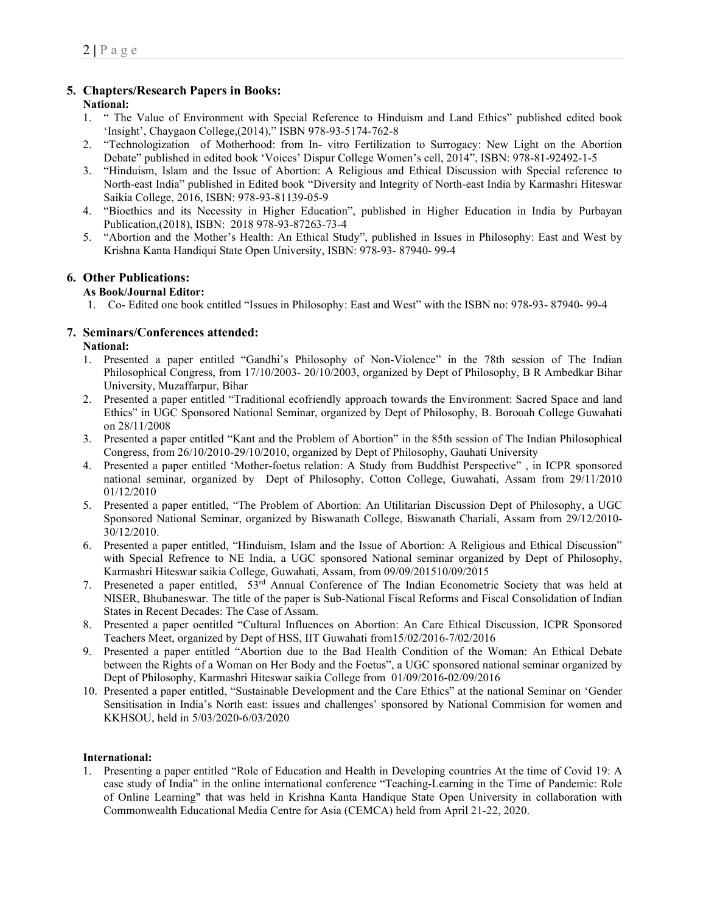## 5. Chapters/Research Papers in Books:

**National:**

1. " The Value of Environment with Special Reference to Hinduism and Land Ethics" published edited book 'Insight', Chaygaon College,(2014)," ISBN 978-93-5174-762-8
2. "Technologization of Motherhood: from In- vitro Fertilization to Surrogacy: New Light on the Abortion Debate" published in edited book 'Voices' Dispur College Women's cell, 2014", ISBN: 978-81-92492-1-5
3. "Hinduism, Islam and the Issue of Abortion: A Religious and Ethical Discussion with Special reference to North-east India" published in Edited book "Diversity and Integrity of North-east India by Karmashri Hiteswar Saikia College, 2016, ISBN: 978-93-81139-05-9
4. "Bioethics and its Necessity in Higher Education", published in Higher Education in India by Purbayan Publication,(2018), ISBN: 2018 978-93-87263-73-4
5. "Abortion and the Mother's Health: An Ethical Study", published in Issues in Philosophy: East and West by Krishna Kanta Handiqui State Open University, ISBN: 978-93- 87940- 99-4

## 6. Other Publications:

**As Book/Journal Editor:**

1. Co- Edited one book entitled "Issues in Philosophy: East and West" with the ISBN no: 978-93- 87940- 99-4

## 7. Seminars/Conferences attended:

**National:**

1. Presented a paper entitled "Gandhi's Philosophy of Non-Violence" in the 78th session of The Indian Philosophical Congress, from 17/10/2003- 20/10/2003, organized by Dept of Philosophy, B R Ambedkar Bihar University, Muzaffarpur, Bihar
2. Presented a paper entitled "Traditional ecofriendly approach towards the Environment: Sacred Space and land Ethics" in UGC Sponsored National Seminar, organized by Dept of Philosophy, B. Borooah College Guwahati on 28/11/2008
3. Presented a paper entitled "Kant and the Problem of Abortion" in the 85th session of The Indian Philosophical Congress, from 26/10/2010-29/10/2010, organized by Dept of Philosophy, Gauhati University
4. Presented a paper entitled 'Mother-foetus relation: A Study from Buddhist Perspective" , in ICPR sponsored national seminar, organized by Dept of Philosophy, Cotton College, Guwahati, Assam from 29/11/2010 01/12/2010
5. Presented a paper entitled, "The Problem of Abortion: An Utilitarian Discussion Dept of Philosophy, a UGC Sponsored National Seminar, organized by Biswanath College, Biswanath Chariali, Assam from 29/12/2010-30/12/2010.
6. Presented a paper entitled, "Hinduism, Islam and the Issue of Abortion: A Religious and Ethical Discussion" with Special Refrence to NE India, a UGC sponsored National seminar organized by Dept of Philosophy, Karmashri Hiteswar saikia College, Guwahati, Assam, from 09/09/201510/09/2015
7. Preseneted a paper entitled, 53rd Annual Conference of The Indian Econometric Society that was held at NISER, Bhubaneswar. The title of the paper is Sub-National Fiscal Reforms and Fiscal Consolidation of Indian States in Recent Decades: The Case of Assam.
8. Presented a paper oentitled "Cultural Influences on Abortion: An Care Ethical Discussion, ICPR Sponsored Teachers Meet, organized by Dept of HSS, IIT Guwahati from15/02/2016-7/02/2016
9. Presented a paper entitled "Abortion due to the Bad Health Condition of the Woman: An Ethical Debate between the Rights of a Woman on Her Body and the Foetus", a UGC sponsored national seminar organized by Dept of Philosophy, Karmashri Hiteswar saikia College from 01/09/2016-02/09/2016
10. Presented a paper entitled, "Sustainable Development and the Care Ethics" at the national Seminar on 'Gender Sensitisation in India's North east: issues and challenges' sponsored by National Commision for women and KKHSOU, held in 5/03/2020-6/03/2020

**International:**

1. Presenting a paper entitled "Role of Education and Health in Developing countries At the time of Covid 19: A case study of India" in the online international conference "Teaching-Learning in the Time of Pandemic: Role of Online Learning" that was held in Krishna Kanta Handique State Open University in collaboration with Commonwealth Educational Media Centre for Asia (CEMCA) held from April 21-22, 2020.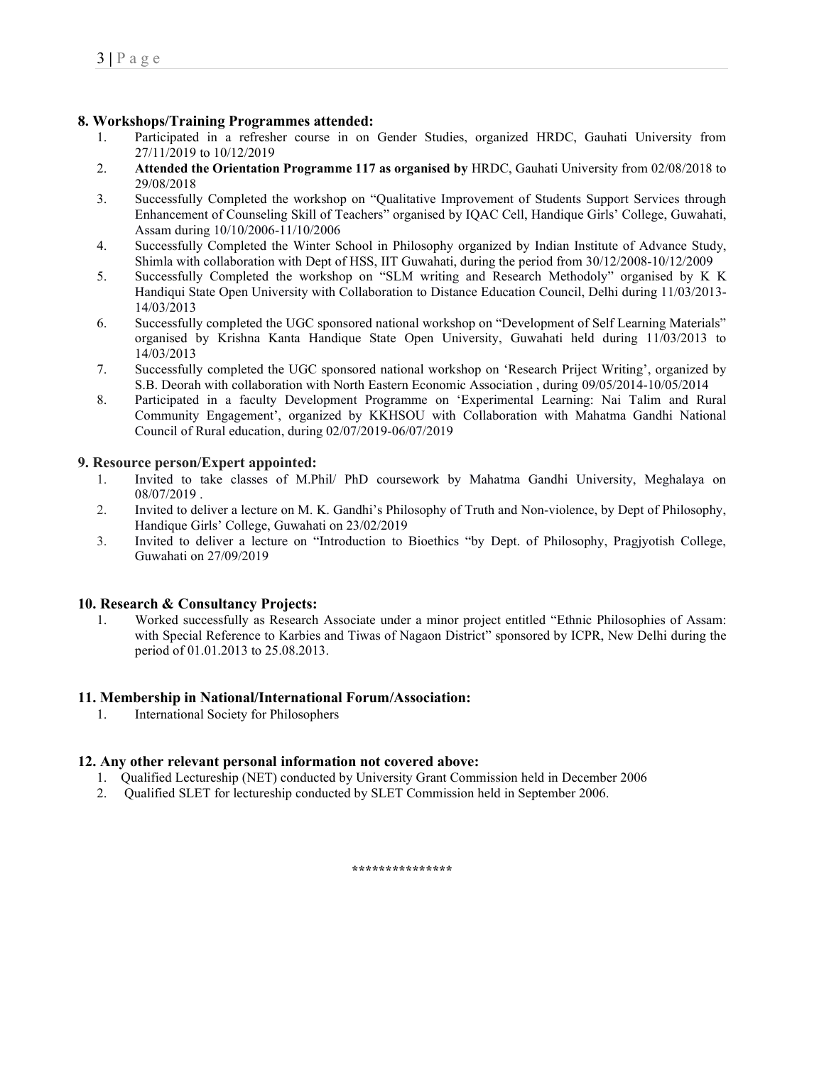### 8. Workshops/Training Programmes attended:

1. Participated in a refresher course in on Gender Studies, organized HRDC, Gauhati University from 27/11/2019 to 10/12/2019
2. **Attended the Orientation Programme 117 as organised by** HRDC, Gauhati University from 02/08/2018 to 29/08/2018
3. Successfully Completed the workshop on "Qualitative Improvement of Students Support Services through Enhancement of Counseling Skill of Teachers" organised by IQAC Cell, Handique Girls' College, Guwahati, Assam during 10/10/2006-11/10/2006
4. Successfully Completed the Winter School in Philosophy organized by Indian Institute of Advance Study, Shimla with collaboration with Dept of HSS, IIT Guwahati, during the period from 30/12/2008-10/12/2009
5. Successfully Completed the workshop on "SLM writing and Research Methodoly" organised by K K Handiqui State Open University with Collaboration to Distance Education Council, Delhi during 11/03/2013-14/03/2013
6. Successfully completed the UGC sponsored national workshop on "Development of Self Learning Materials" organised by Krishna Kanta Handique State Open University, Guwahati held during 11/03/2013 to 14/03/2013
7. Successfully completed the UGC sponsored national workshop on 'Research Priject Writing', organized by S.B. Deorah with collaboration with North Eastern Economic Association , during 09/05/2014-10/05/2014
8. Participated in a faculty Development Programme on 'Experimental Learning: Nai Talim and Rural Community Engagement', organized by KKHSOU with Collaboration with Mahatma Gandhi National Council of Rural education, during 02/07/2019-06/07/2019

### 9. Resource person/Expert appointed:

1. Invited to take classes of M.Phil/ PhD coursework by Mahatma Gandhi University, Meghalaya on 08/07/2019 .
2. Invited to deliver a lecture on M. K. Gandhi's Philosophy of Truth and Non-violence, by Dept of Philosophy, Handique Girls' College, Guwahati on 23/02/2019
3. Invited to deliver a lecture on "Introduction to Bioethics "by Dept. of Philosophy, Pragjyotish College, Guwahati on 27/09/2019

### 10. Research & Consultancy Projects:

1. Worked successfully as Research Associate under a minor project entitled "Ethnic Philosophies of Assam: with Special Reference to Karbies and Tiwas of Nagaon District" sponsored by ICPR, New Delhi during the period of 01.01.2013 to 25.08.2013.

### 11. Membership in National/International Forum/Association:

1. International Society for Philosophers

### 12. Any other relevant personal information not covered above:

1. Qualified Lectureship (NET) conducted by University Grant Commission held in December 2006
2. Qualified SLET for lectureship conducted by SLET Commission held in September 2006.

***************